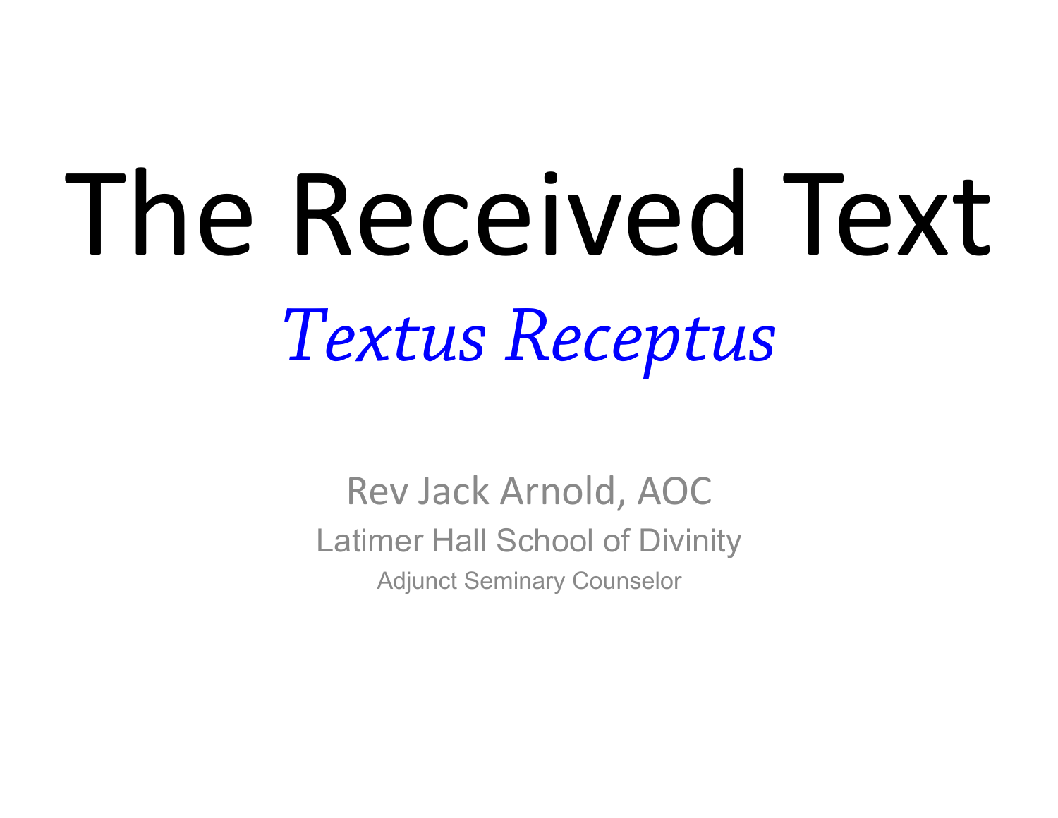# The Received Text

## *Textus Receptus*

Rev Jack Arnold, AOC

Latimer Hall School of Divinity

Adjunct Seminary Counselor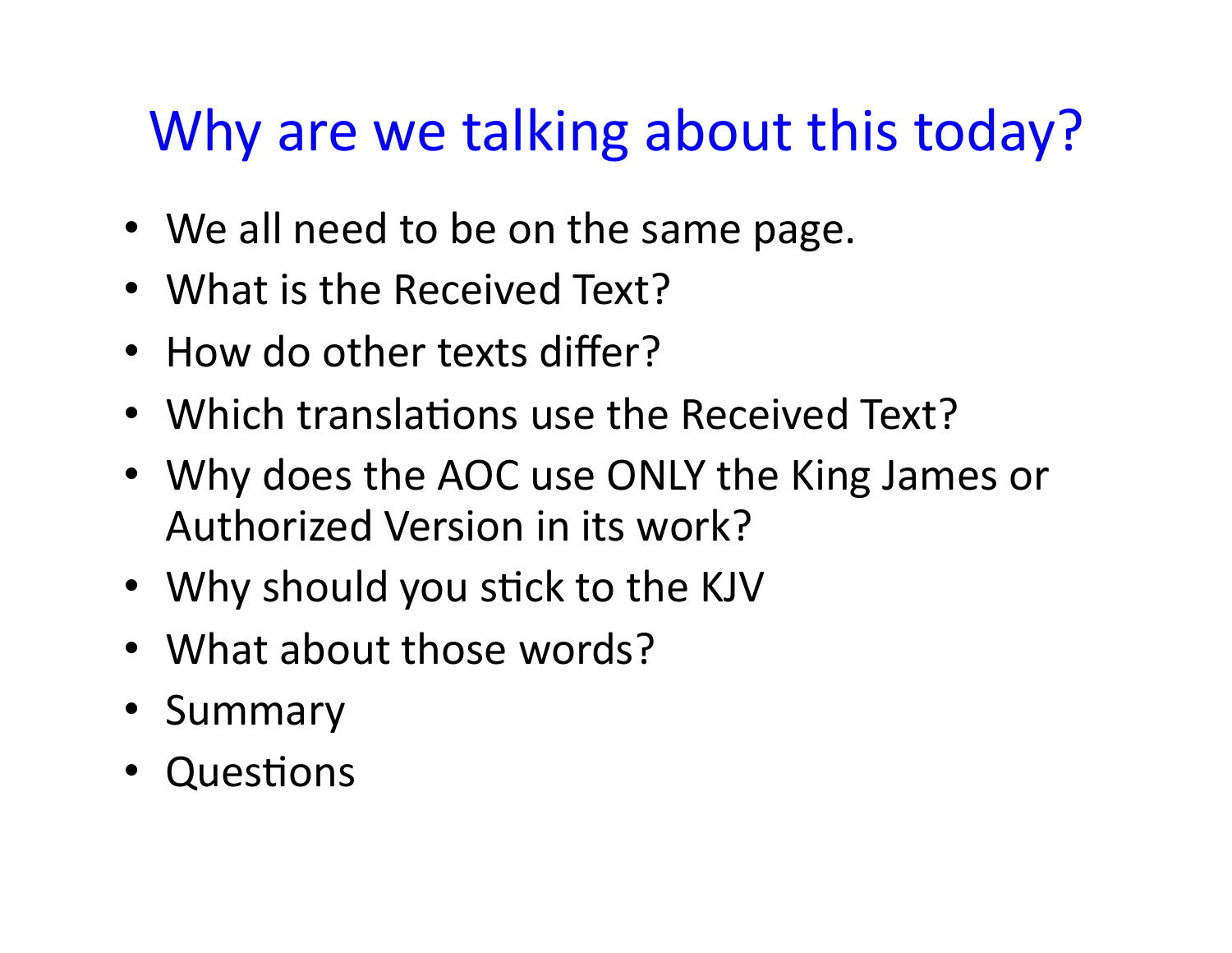# Why are we talking about this today?

- We all need to be on the same page.
- What is the Received Text?
- How do other texts differ?
- Which translations use the Received Text?
- Why does the AOC use ONLY the King James or Authorized Version in its work?
- Why should you stick to the KJV
- What about those words?
- Summary
- Questions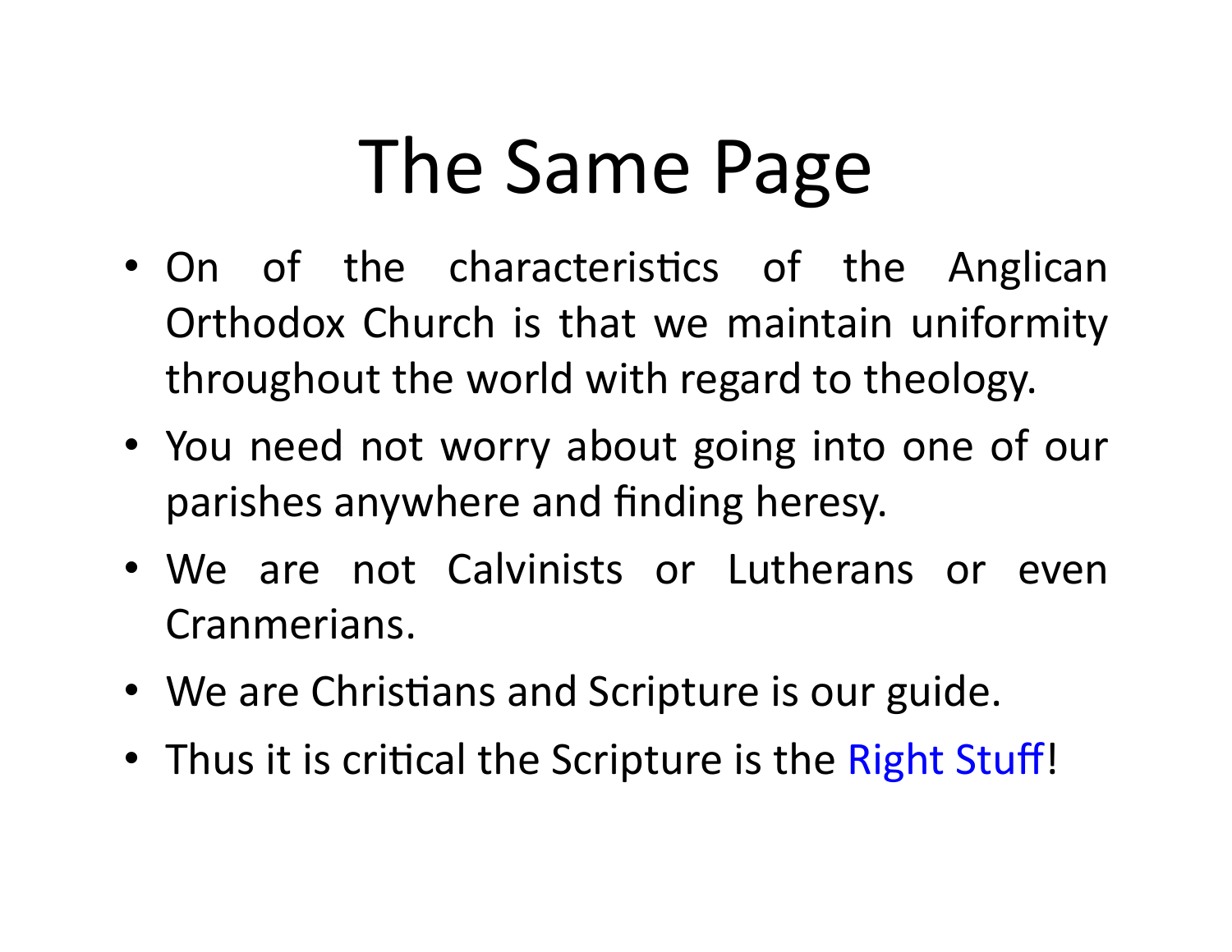# The Same Page

- On of the characteristics of the Anglican Orthodox Church is that we maintain uniformity throughout the world with regard to theology.
- You need not worry about going into one of our parishes anywhere and finding heresy.
- We are not Calvinists or Lutherans or even Cranmerians.
- We are Christians and Scripture is our guide.
- Thus it is critical the Scripture is the Right Stuff!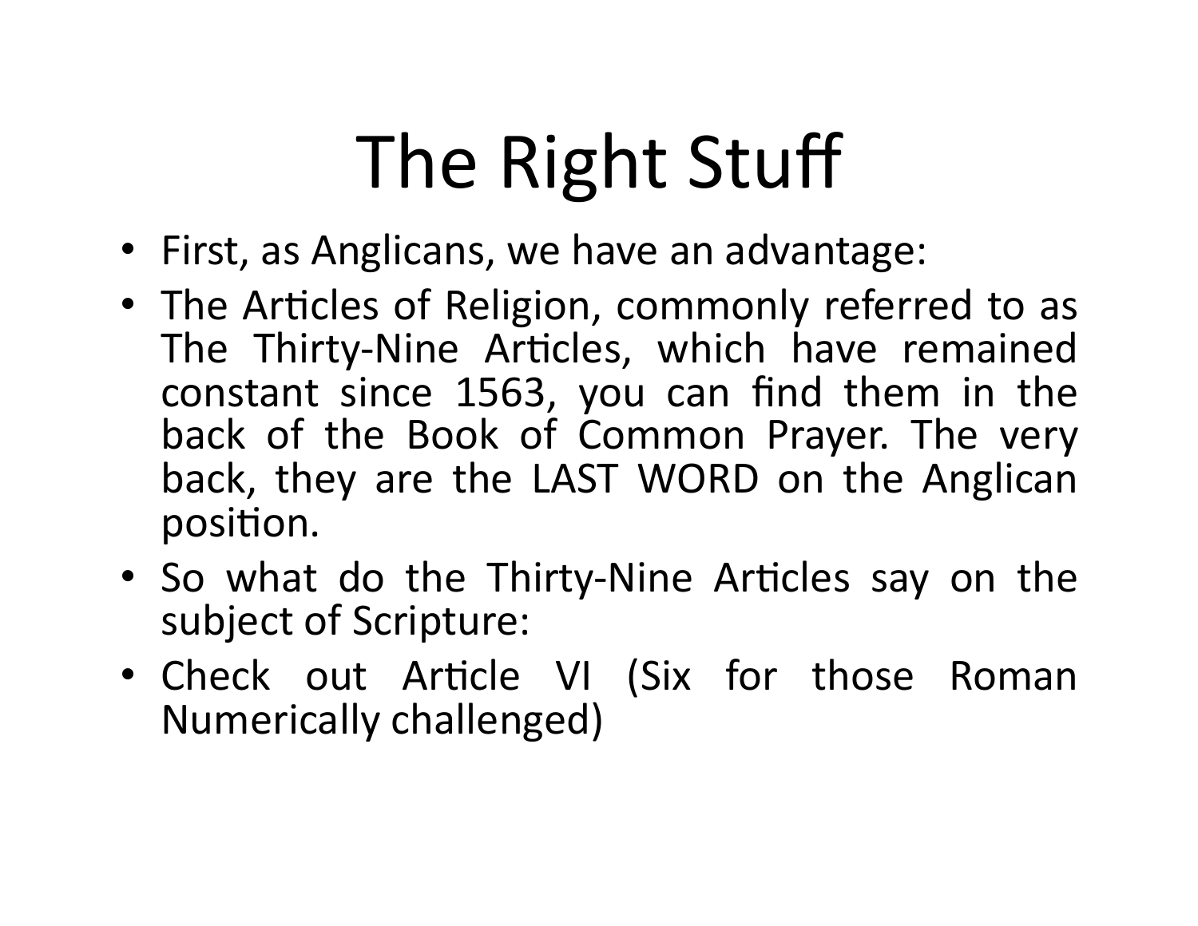# The Right Stuff

- First, as Anglicans, we have an advantage:
- The Articles of Religion, commonly referred to as The Thirty-Nine Articles, which have remained constant since 1563, you can find them in the back of the Book of Common Prayer. The very back, they are the LAST WORD on the Anglican position.
- So what do the Thirty-Nine Articles say on the subject of Scripture:
- Check out Article VI (Six for those Roman Numerically challenged)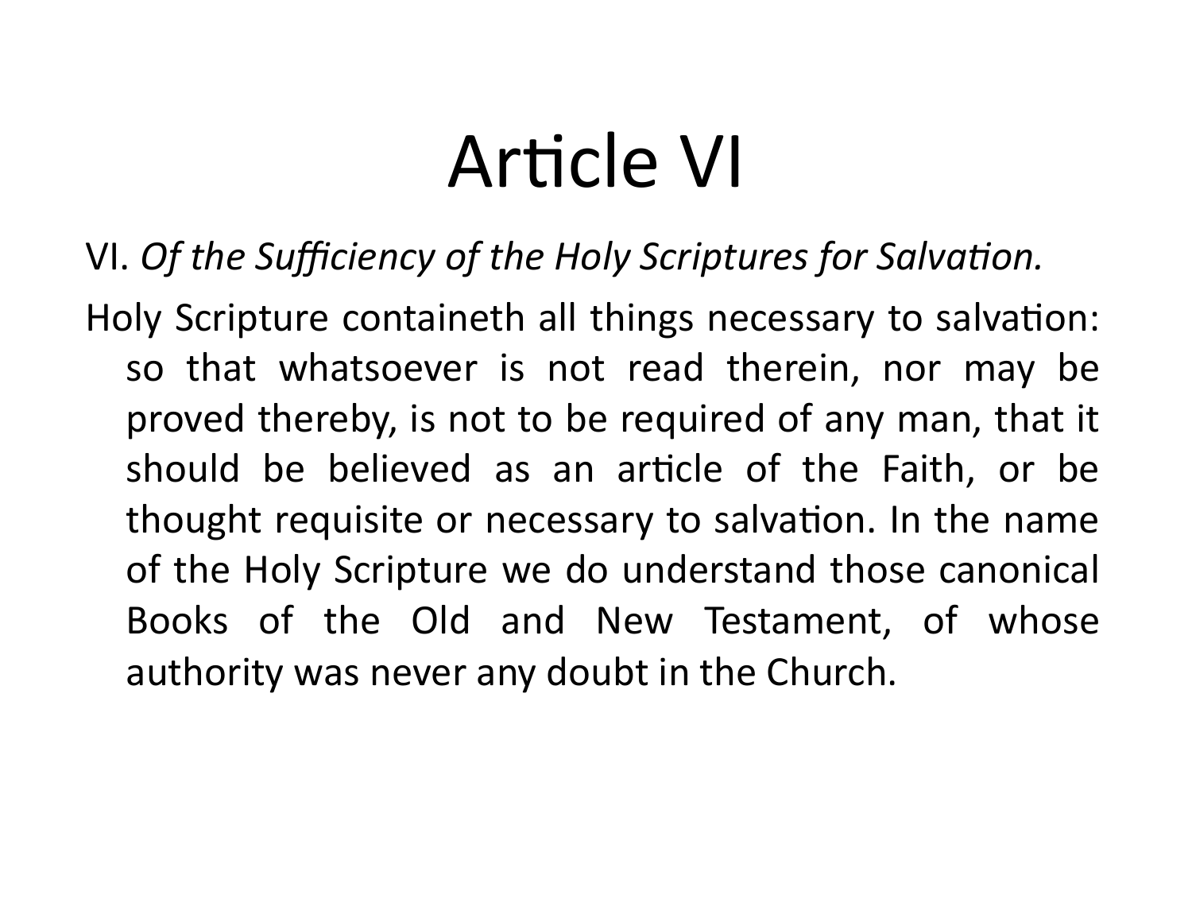# Article VI

VI. *Of the Sufficiency of the Holy Scriptures for Salvation.*

Holy Scripture containeth all things necessary to salvation: so that whatsoever is not read therein, nor may be proved thereby, is not to be required of any man, that it should be believed as an article of the Faith, or be thought requisite or necessary to salvation. In the name of the Holy Scripture we do understand those canonical Books of the Old and New Testament, of whose authority was never any doubt in the Church.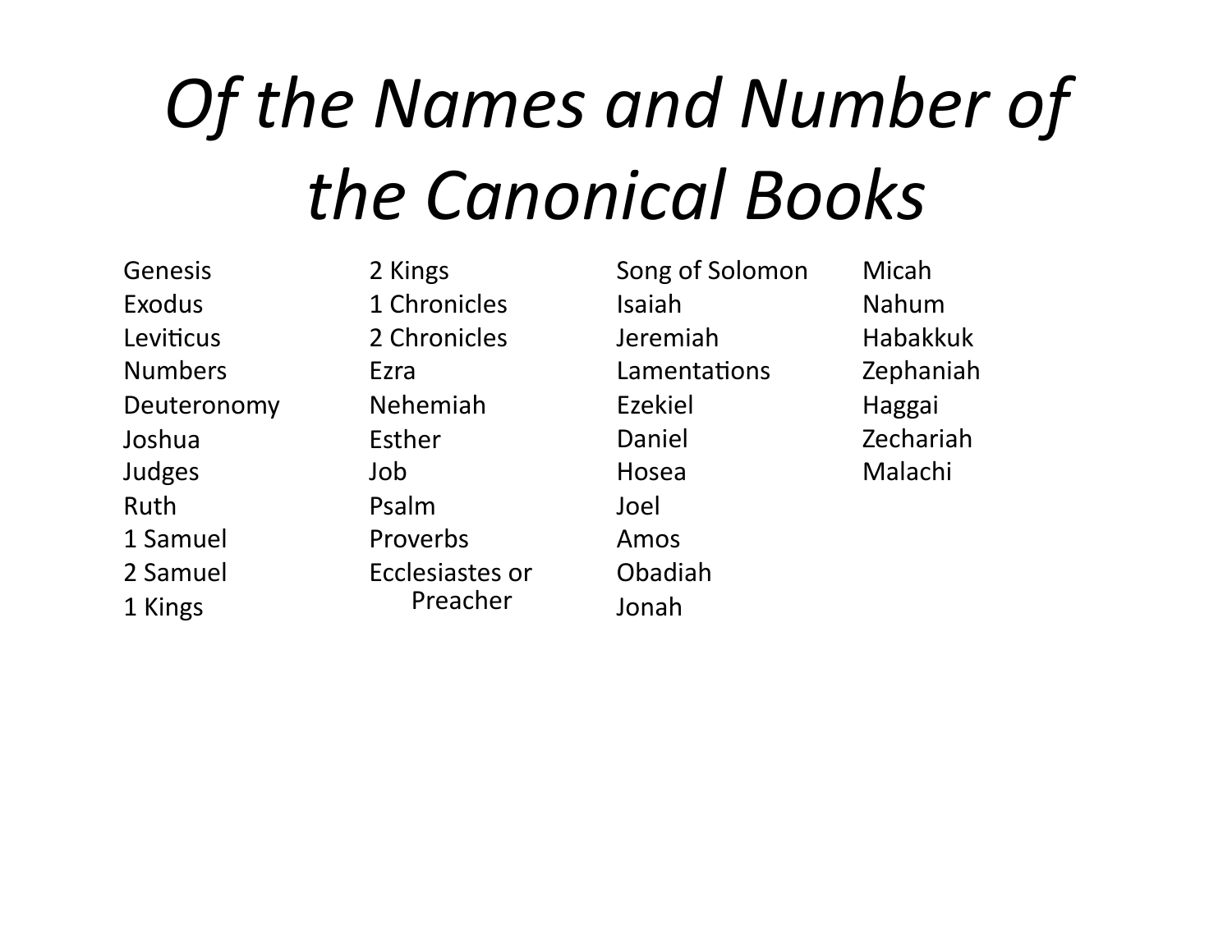# *Of the Names and Number of the Canonical Books*

Genesis
Exodus
Leviticus
Numbers
Deuteronomy
Joshua
Judges
Ruth
1 Samuel
2 Samuel
1 Kings
2 Kings
1 Chronicles
2 Chronicles
Ezra
Nehemiah
Esther
Job
Psalm
Proverbs
Ecclesiastes or Preacher
Song of Solomon
Isaiah
Jeremiah
Lamentations
Ezekiel
Daniel
Hosea
Joel
Amos
Obadiah
Jonah
Micah
Nahum
Habakkuk
Zephaniah
Haggai
Zechariah
Malachi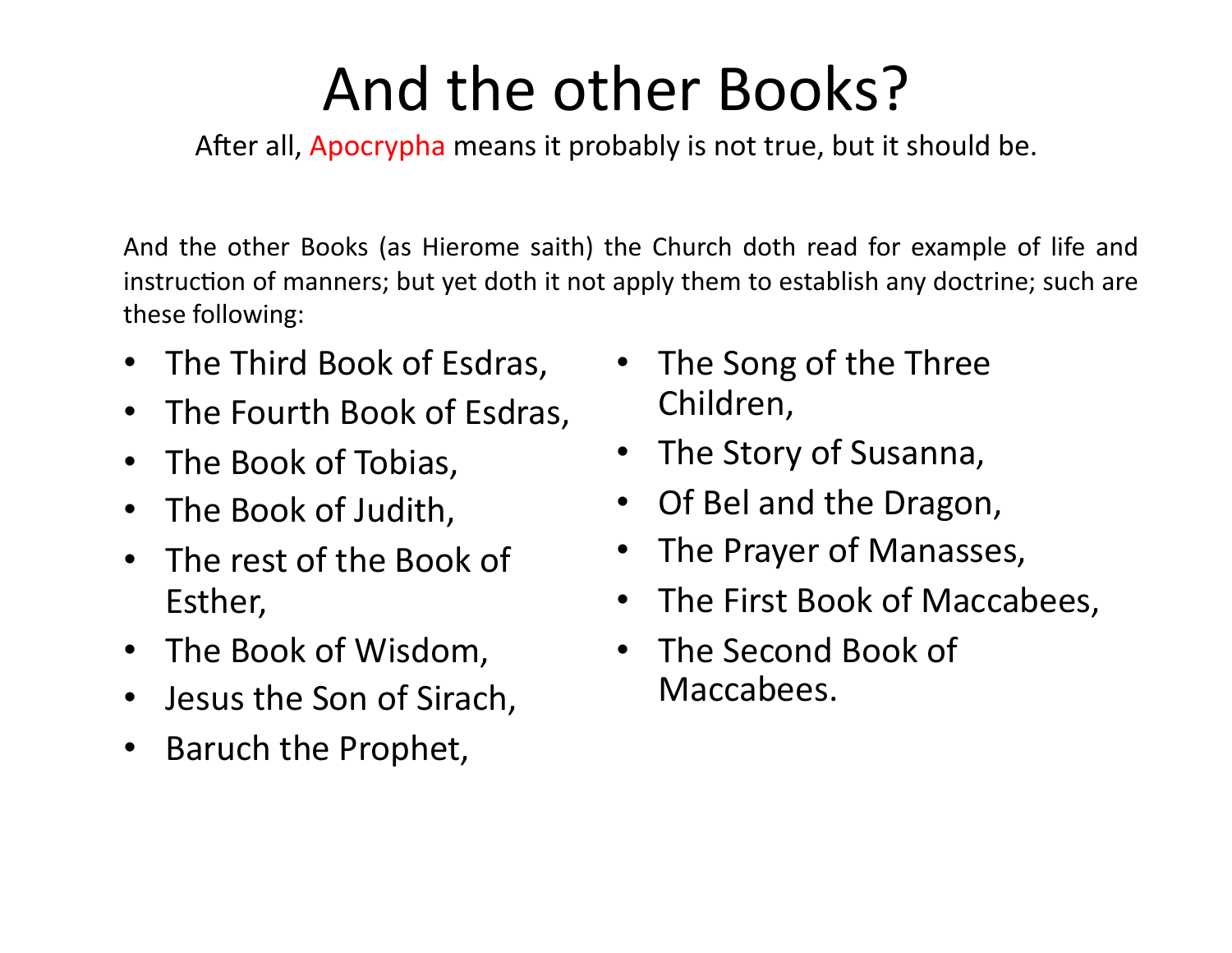# And the other Books?

After all, Apocrypha means it probably is not true, but it should be.

And the other Books (as Hierome saith) the Church doth read for example of life and instruction of manners; but yet doth it not apply them to establish any doctrine; such are these following:

- The Third Book of Esdras,
- The Fourth Book of Esdras,
- The Book of Tobias,
- The Book of Judith,
- The rest of the Book of Esther,
- The Book of Wisdom,
- Jesus the Son of Sirach,
- Baruch the Prophet,
- The Song of the Three Children,
- The Story of Susanna,
- Of Bel and the Dragon,
- The Prayer of Manasses,
- The First Book of Maccabees,
- The Second Book of Maccabees.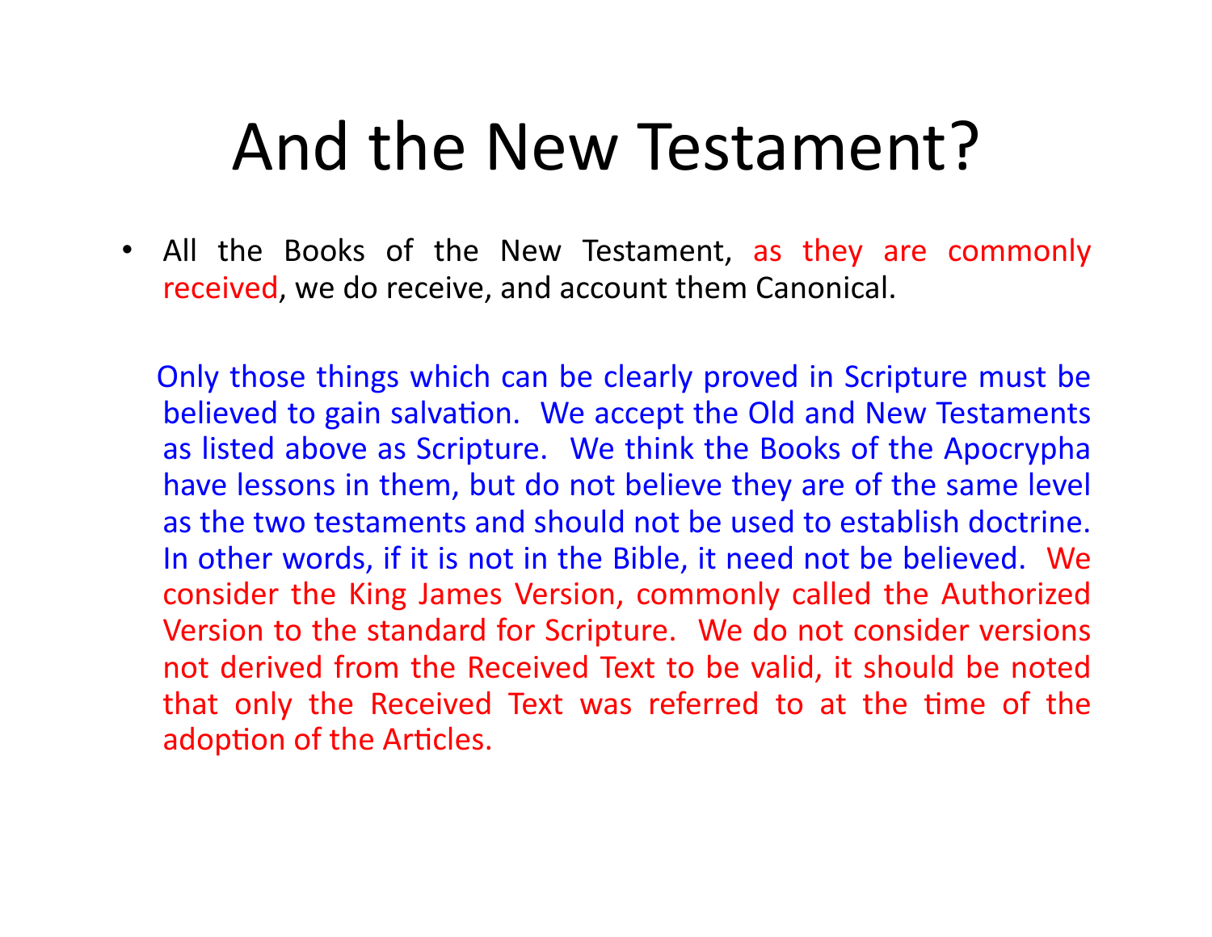# And the New Testament?

- All the Books of the New Testament, as they are commonly received, we do receive, and account them Canonical.

  Only those things which can be clearly proved in Scripture must be believed to gain salvation. We accept the Old and New Testaments as listed above as Scripture. We think the Books of the Apocrypha have lessons in them, but do not believe they are of the same level as the two testaments and should not be used to establish doctrine. In other words, if it is not in the Bible, it need not be believed. We consider the King James Version, commonly called the Authorized Version to the standard for Scripture. We do not consider versions not derived from the Received Text to be valid, it should be noted that only the Received Text was referred to at the time of the adoption of the Articles.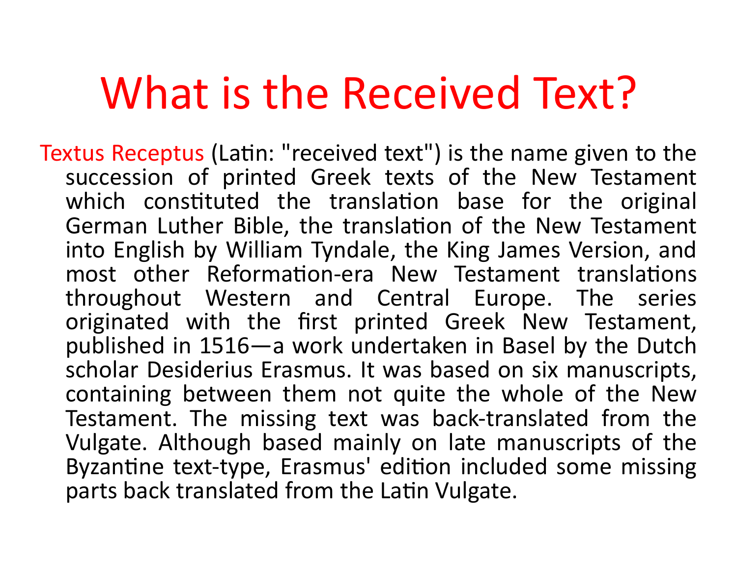# What is the Received Text?

Textus Receptus (Latin: "received text") is the name given to the succession of printed Greek texts of the New Testament which constituted the translation base for the original German Luther Bible, the translation of the New Testament into English by William Tyndale, the King James Version, and most other Reformation-era New Testament translations throughout Western and Central Europe. The series originated with the first printed Greek New Testament, published in 1516—a work undertaken in Basel by the Dutch scholar Desiderius Erasmus. It was based on six manuscripts, containing between them not quite the whole of the New Testament. The missing text was back-translated from the Vulgate. Although based mainly on late manuscripts of the Byzantine text-type, Erasmus' edition included some missing parts back translated from the Latin Vulgate.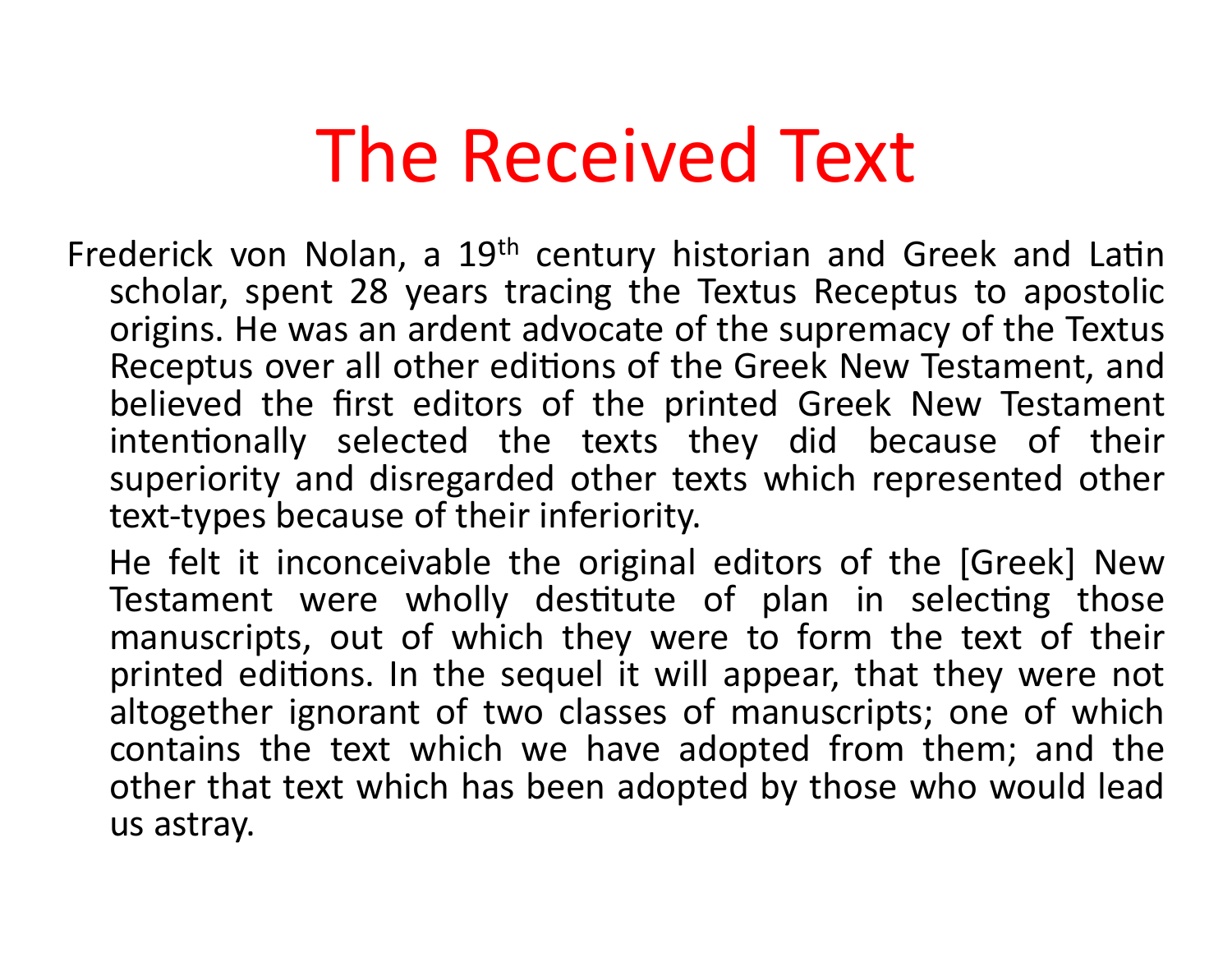# The Received Text

Frederick von Nolan, a 19th century historian and Greek and Latin scholar, spent 28 years tracing the Textus Receptus to apostolic origins. He was an ardent advocate of the supremacy of the Textus Receptus over all other editions of the Greek New Testament, and believed the first editors of the printed Greek New Testament intentionally selected the texts they did because of their superiority and disregarded other texts which represented other text-types because of their inferiority.

He felt it inconceivable the original editors of the [Greek] New Testament were wholly destitute of plan in selecting those manuscripts, out of which they were to form the text of their printed editions. In the sequel it will appear, that they were not altogether ignorant of two classes of manuscripts; one of which contains the text which we have adopted from them; and the other that text which has been adopted by those who would lead us astray.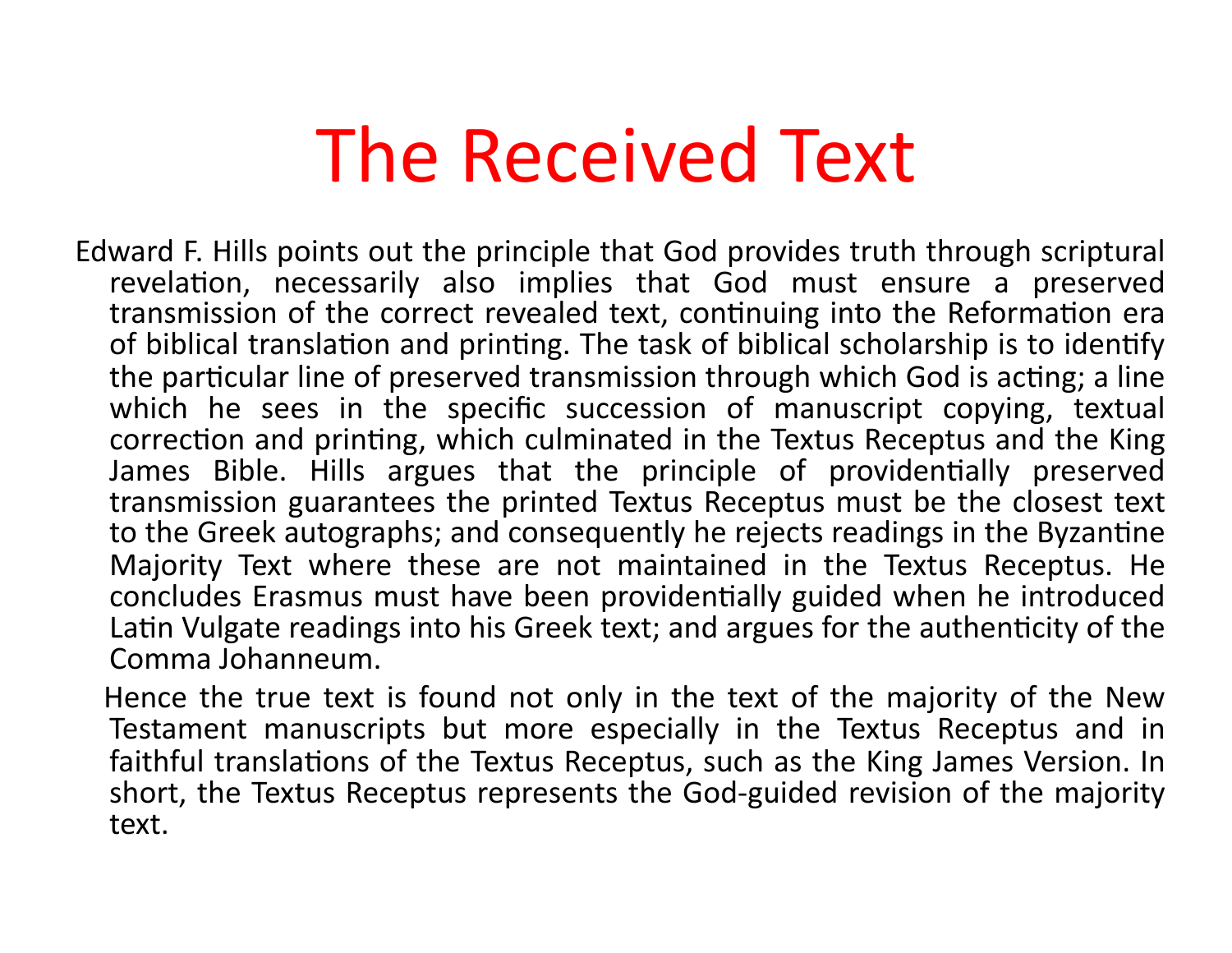# The Received Text

Edward F. Hills points out the principle that God provides truth through scriptural revelation, necessarily also implies that God must ensure a preserved transmission of the correct revealed text, continuing into the Reformation era of biblical translation and printing. The task of biblical scholarship is to identify the particular line of preserved transmission through which God is acting; a line which he sees in the specific succession of manuscript copying, textual correction and printing, which culminated in the Textus Receptus and the King James Bible. Hills argues that the principle of providentially preserved transmission guarantees the printed Textus Receptus must be the closest text to the Greek autographs; and consequently he rejects readings in the Byzantine Majority Text where these are not maintained in the Textus Receptus. He concludes Erasmus must have been providentially guided when he introduced Latin Vulgate readings into his Greek text; and argues for the authenticity of the Comma Johanneum.

Hence the true text is found not only in the text of the majority of the New Testament manuscripts but more especially in the Textus Receptus and in faithful translations of the Textus Receptus, such as the King James Version. In short, the Textus Receptus represents the God-guided revision of the majority text.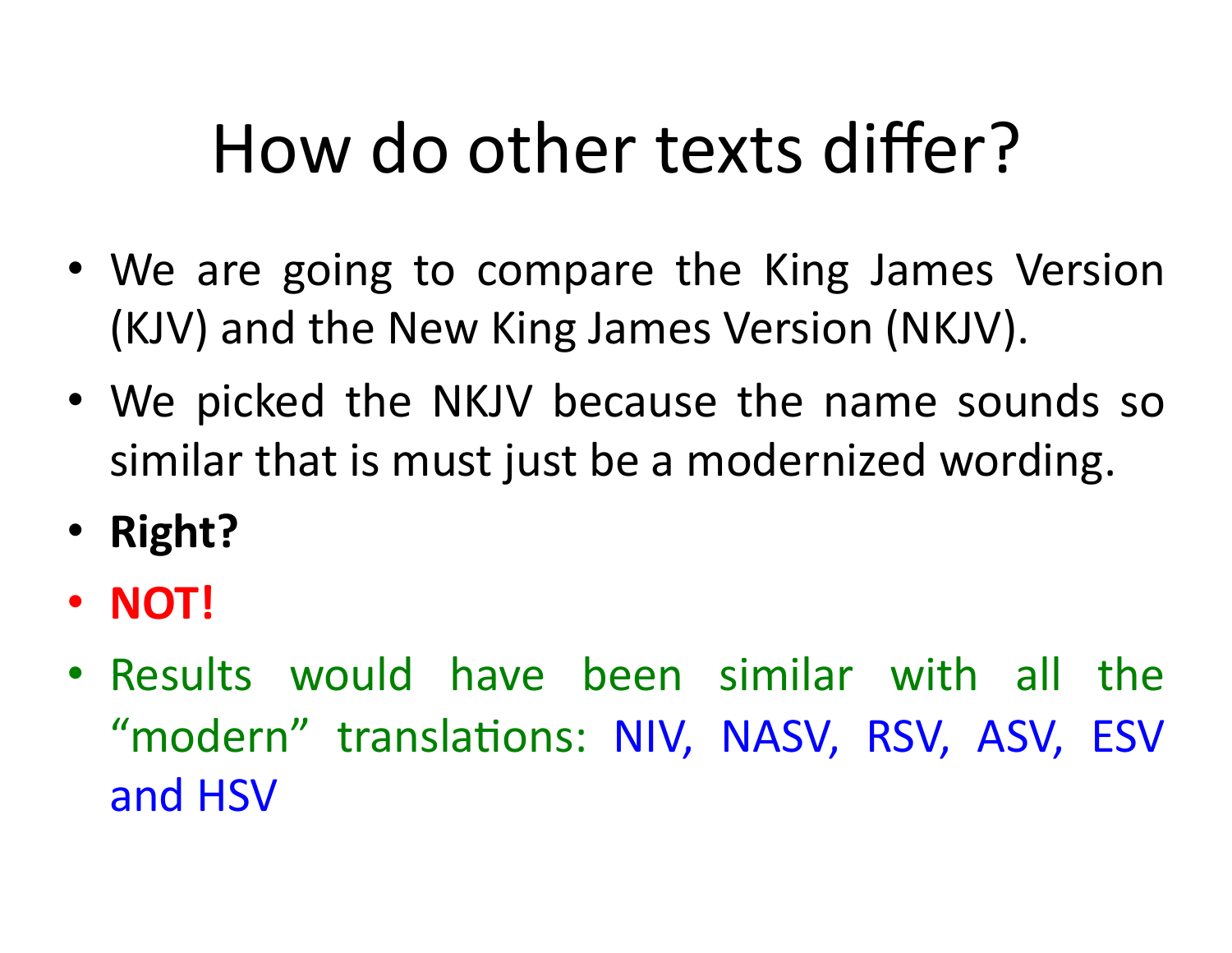# How do other texts differ?

- We are going to compare the King James Version (KJV) and the New King James Version (NKJV).
- We picked the NKJV because the name sounds so similar that is must just be a modernized wording.
- **Right?**
- **NOT!**
- Results would have been similar with all the “modern” translations: NIV, NASV, RSV, ASV, ESV and HSV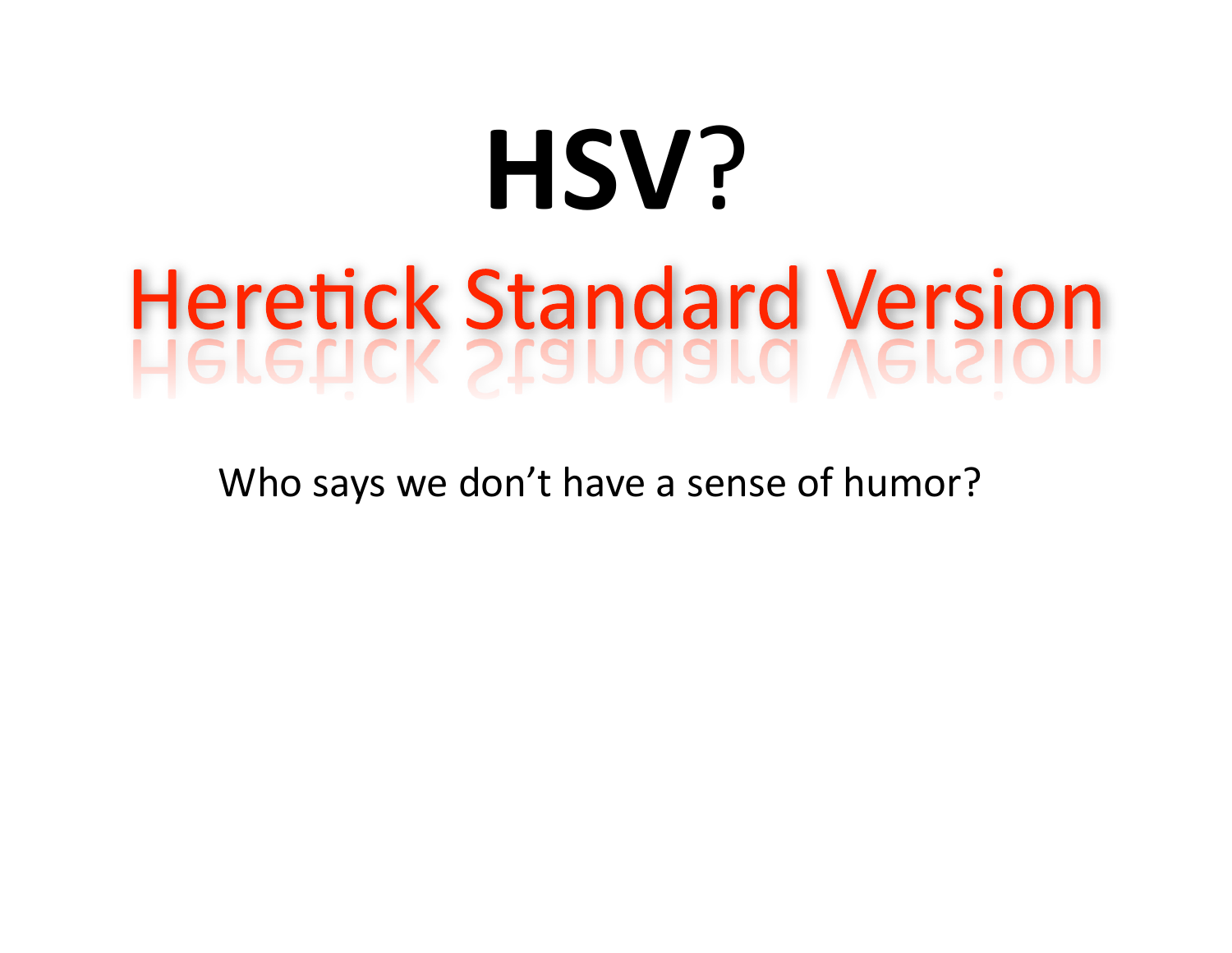# HSV?

## Heretick Standard Version

Who says we don't have a sense of humor?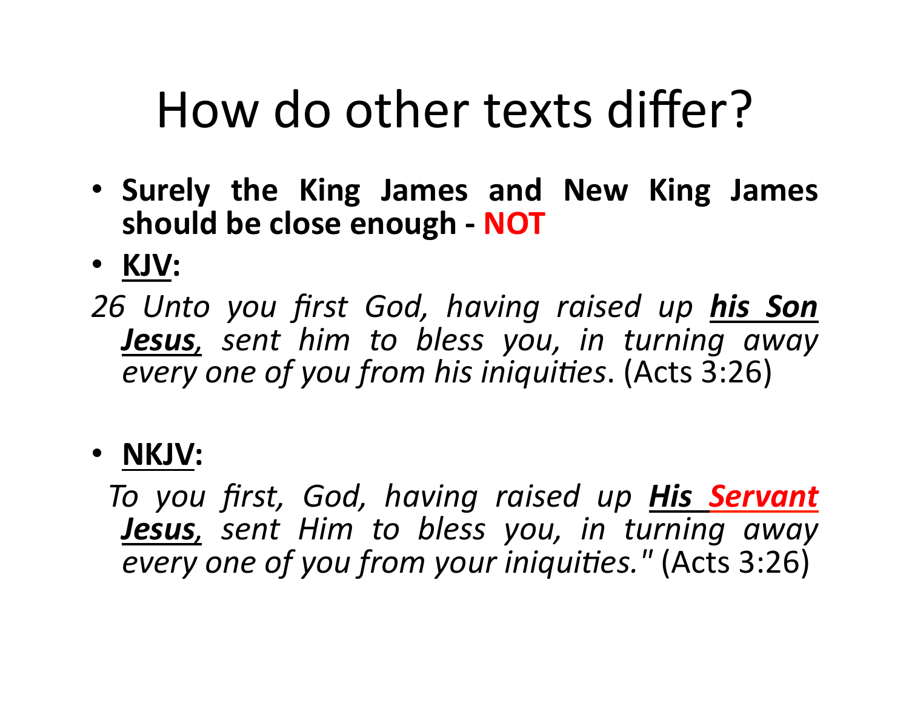# How do other texts differ?

- **Surely the King James and New King James should be close enough - NOT**
- **KJV:**

*26 Unto you first God, having raised up **his Son Jesus**, sent him to bless you, in turning away every one of you from his iniquities*. (Acts 3:26)

- **NKJV:**

*To you first, God, having raised up **His Servant Jesus**, sent Him to bless you, in turning away every one of you from your iniquities."* (Acts 3:26)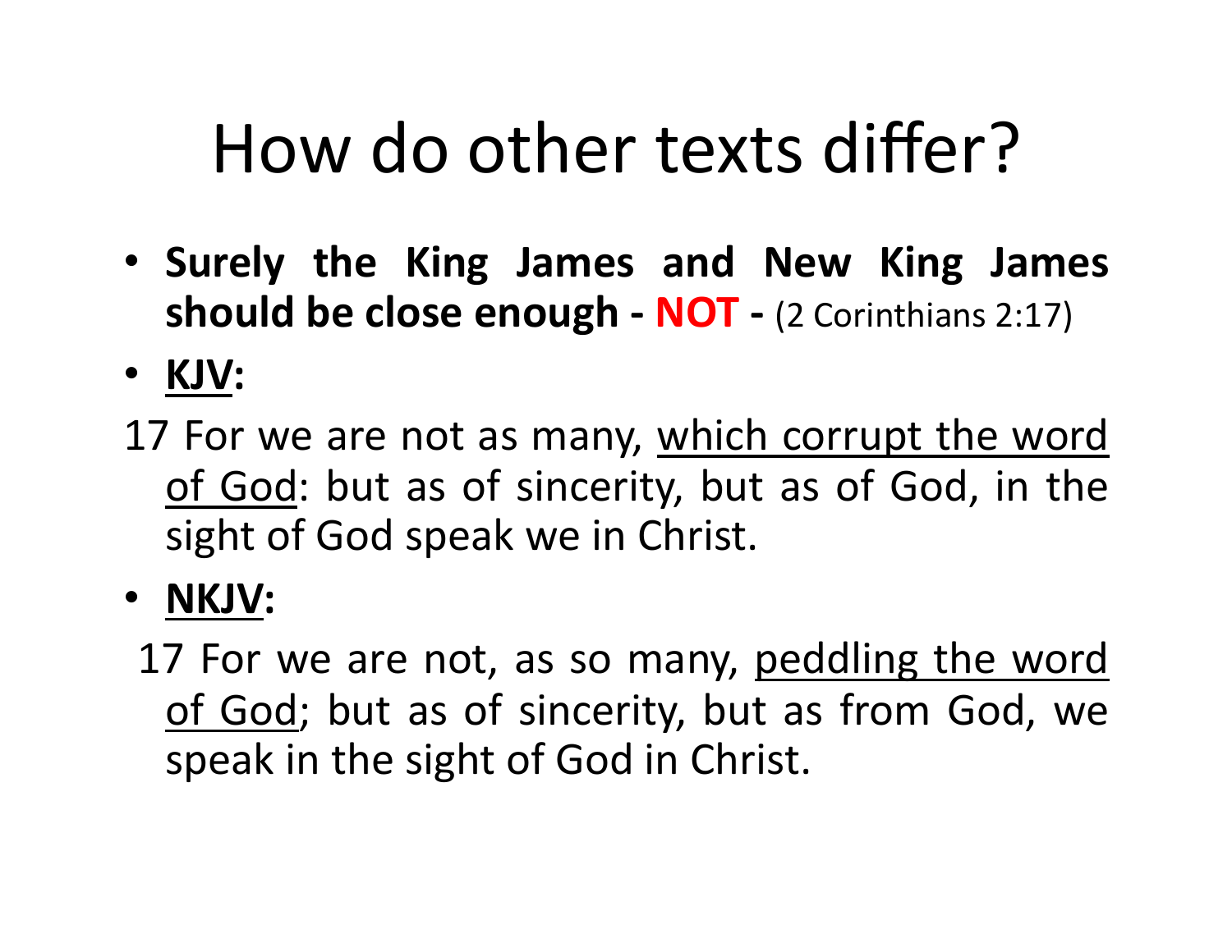# How do other texts differ?

- **Surely the King James and New King James should be close enough - NOT -** (2 Corinthians 2:17)
- **<u>KJV</u>:**

17 For we are not as many, <u>which corrupt the word of God</u>: but as of sincerity, but as of God, in the sight of God speak we in Christ.

- **<u>NKJV</u>:**

17 For we are not, as so many, <u>peddling the word of God</u>; but as of sincerity, but as from God, we speak in the sight of God in Christ.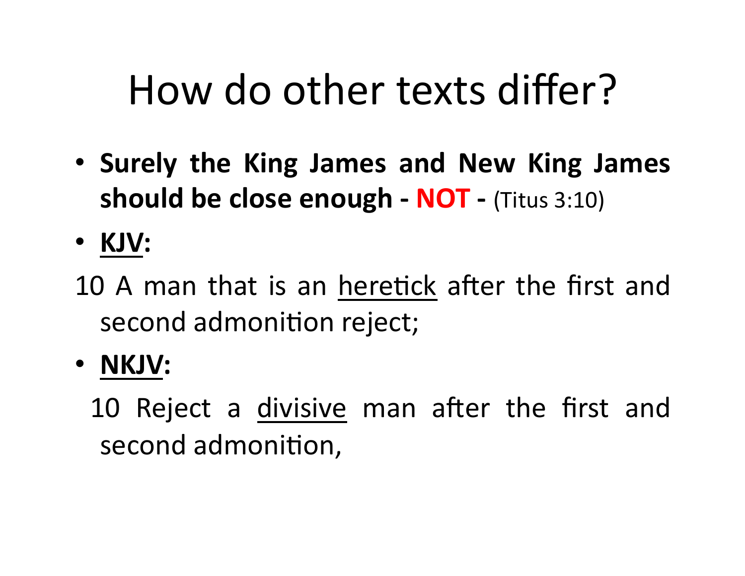# How do other texts differ?

- **Surely the King James and New King James should be close enough - NOT -** (Titus 3:10)
- **KJV:**

10 A man that is an heretick after the first and second admonition reject;

- **NKJV:**

10 Reject a divisive man after the first and second admonition,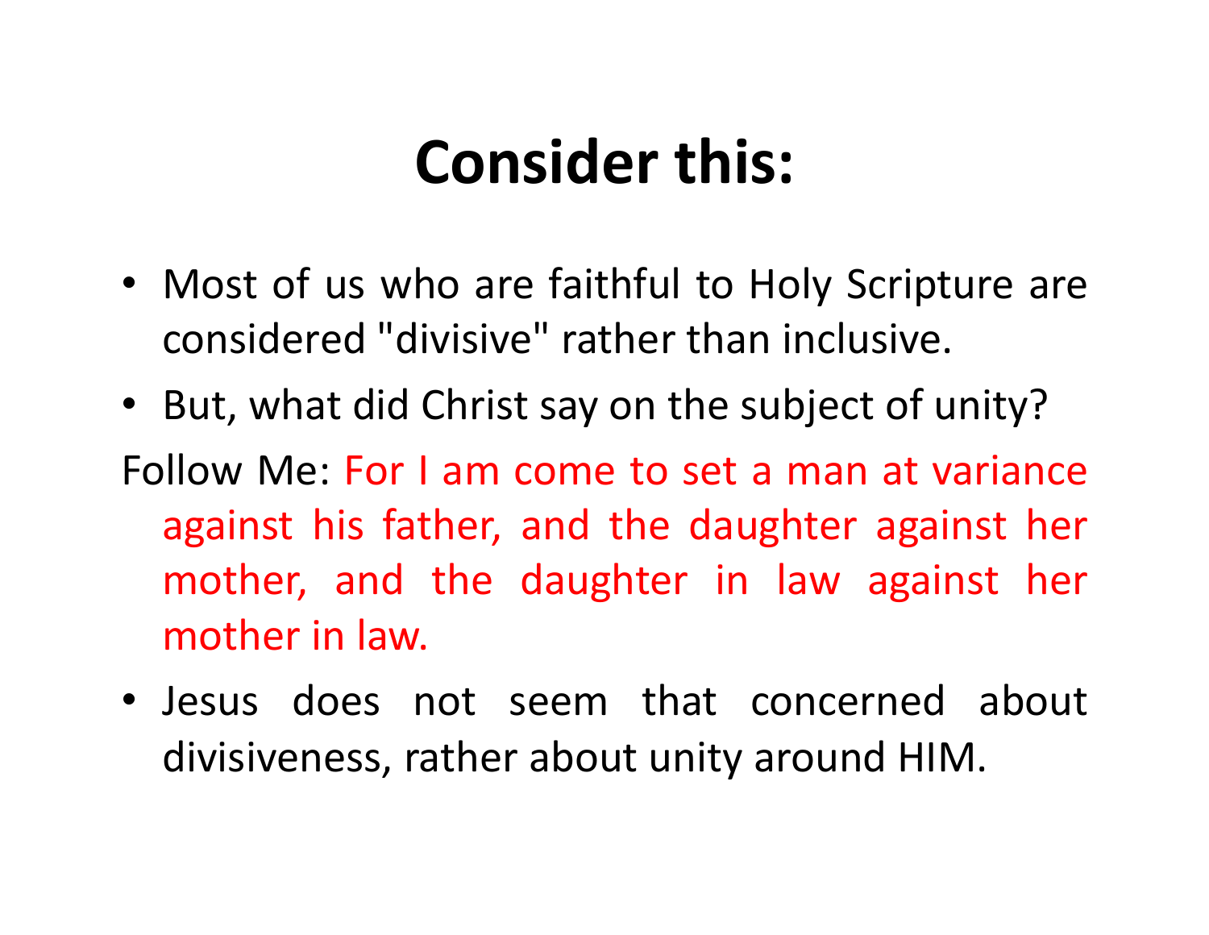# Consider this:

- Most of us who are faithful to Holy Scripture are considered "divisive" rather than inclusive.
- But, what did Christ say on the subject of unity?

Follow Me: For I am come to set a man at variance against his father, and the daughter against her mother, and the daughter in law against her mother in law.

- Jesus does not seem that concerned about divisiveness, rather about unity around HIM.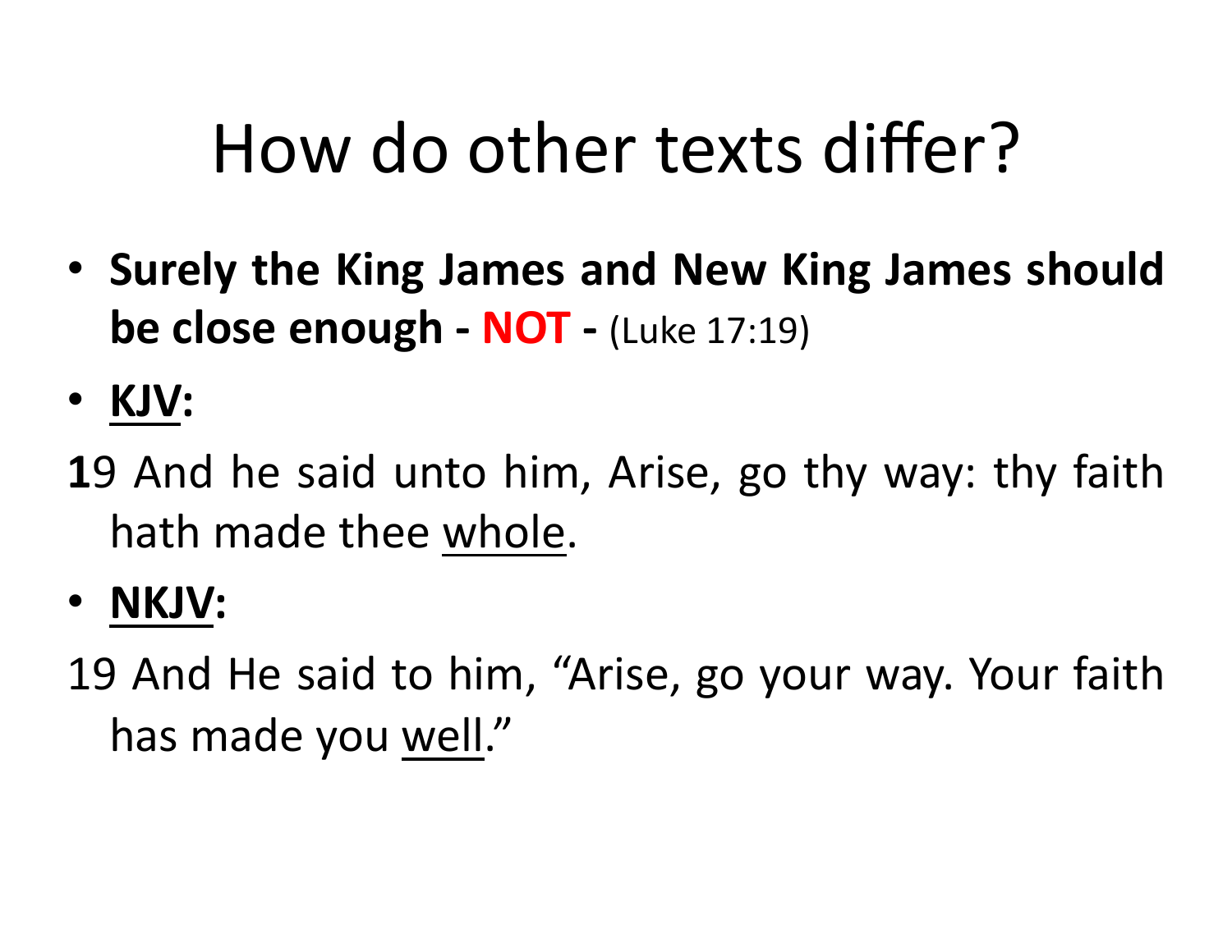# How do other texts differ?

- **Surely the King James and New King James should be close enough - NOT -** (Luke 17:19)
- **KJV:**

**1**9 And he said unto him, Arise, go thy way: thy faith hath made thee whole.

- **NKJV:**

19 And He said to him, “Arise, go your way. Your faith has made you well.”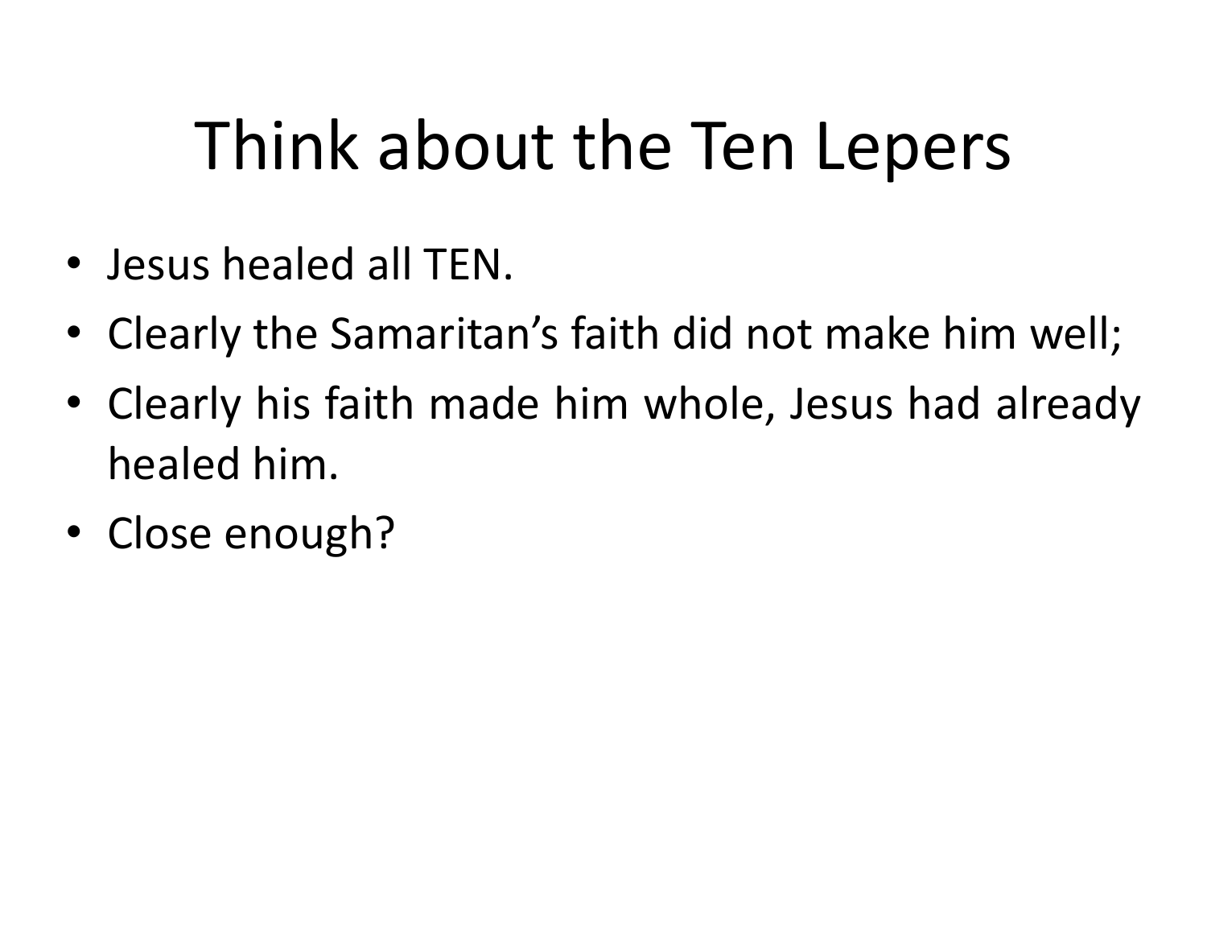# Think about the Ten Lepers

- Jesus healed all TEN.
- Clearly the Samaritan's faith did not make him well;
- Clearly his faith made him whole, Jesus had already healed him.
- Close enough?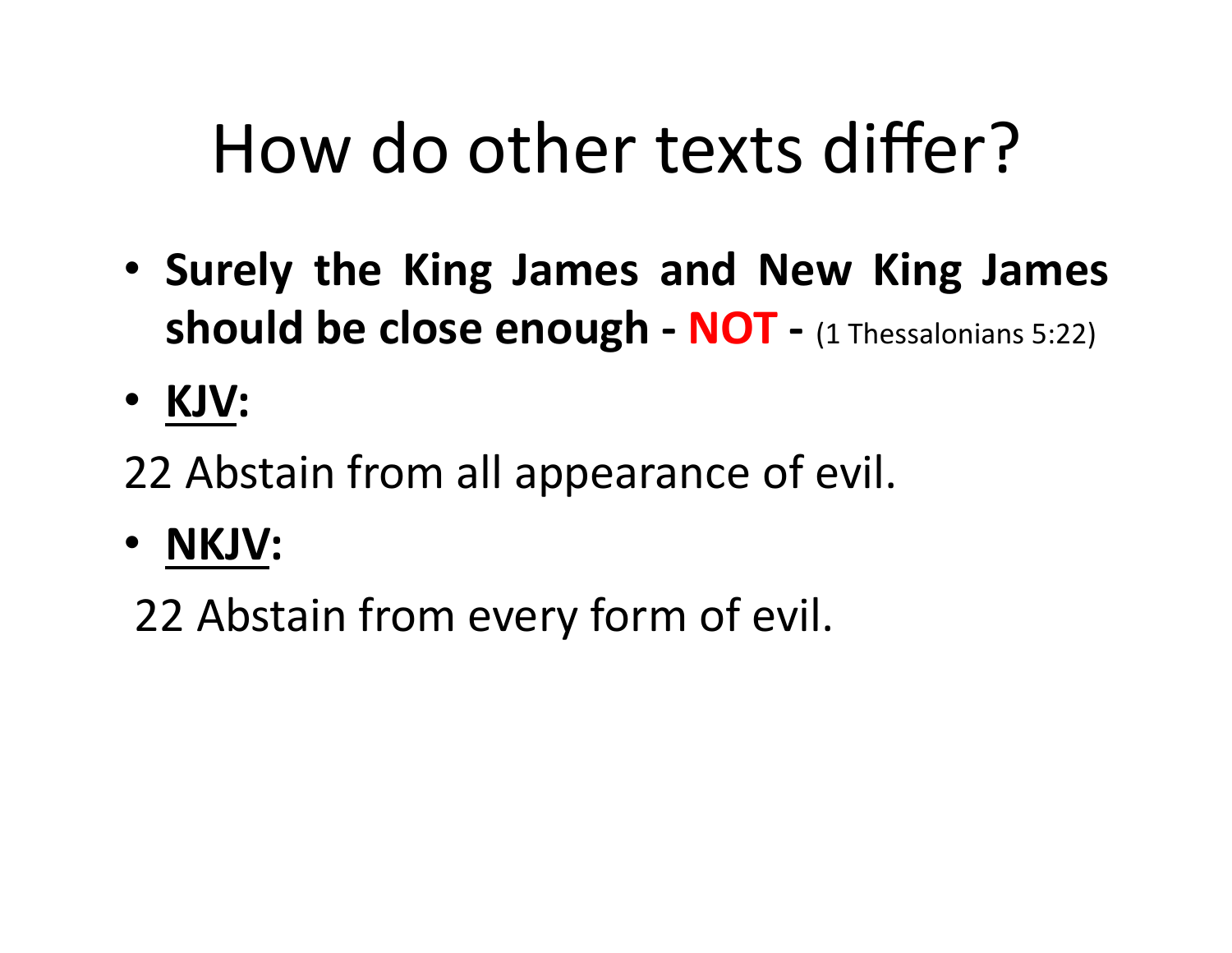# How do other texts differ?

- **Surely the King James and New King James should be close enough - NOT -** (1 Thessalonians 5:22)
- **<u>KJV</u>:**

22 Abstain from all appearance of evil.

- **<u>NKJV</u>:**

22 Abstain from every form of evil.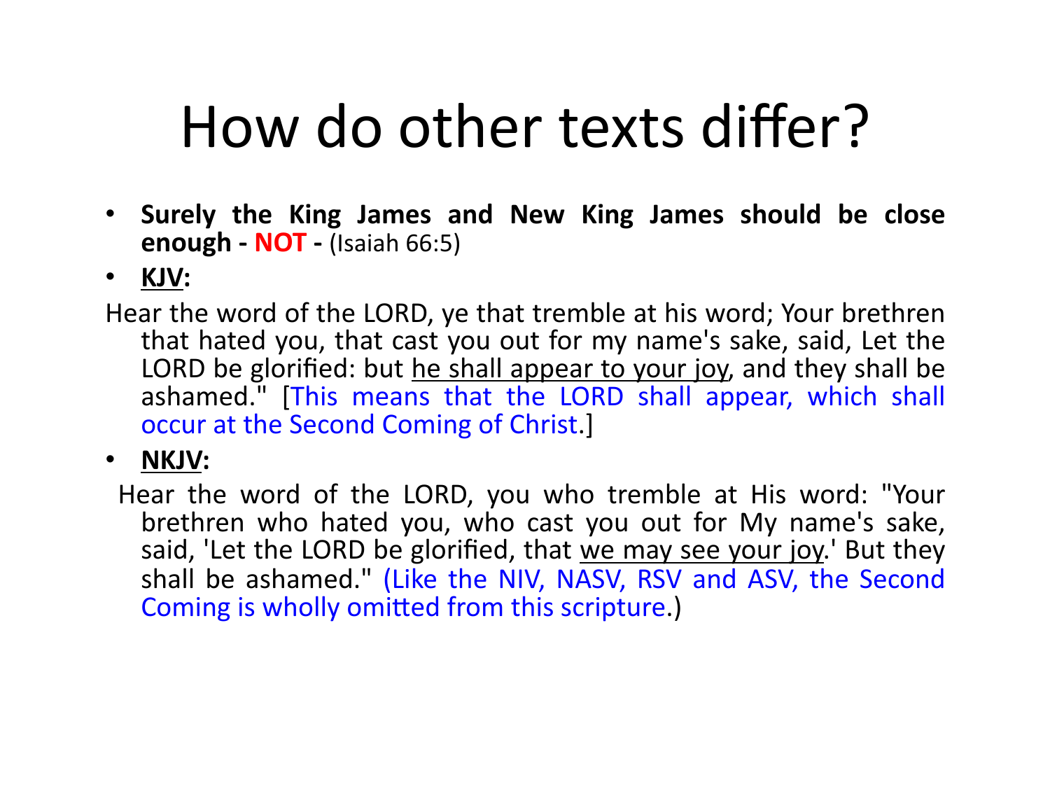# How do other texts differ?

- **Surely the King James and New King James should be close enough - NOT -** (Isaiah 66:5)
- **KJV:**

Hear the word of the LORD, ye that tremble at his word; Your brethren that hated you, that cast you out for my name's sake, said, Let the LORD be glorified: but he shall appear to your joy, and they shall be ashamed." [This means that the LORD shall appear, which shall occur at the Second Coming of Christ.]

- **NKJV:**

Hear the word of the LORD, you who tremble at His word: "Your brethren who hated you, who cast you out for My name's sake, said, 'Let the LORD be glorified, that we may see your joy.' But they shall be ashamed." (Like the NIV, NASV, RSV and ASV, the Second Coming is wholly omitted from this scripture.)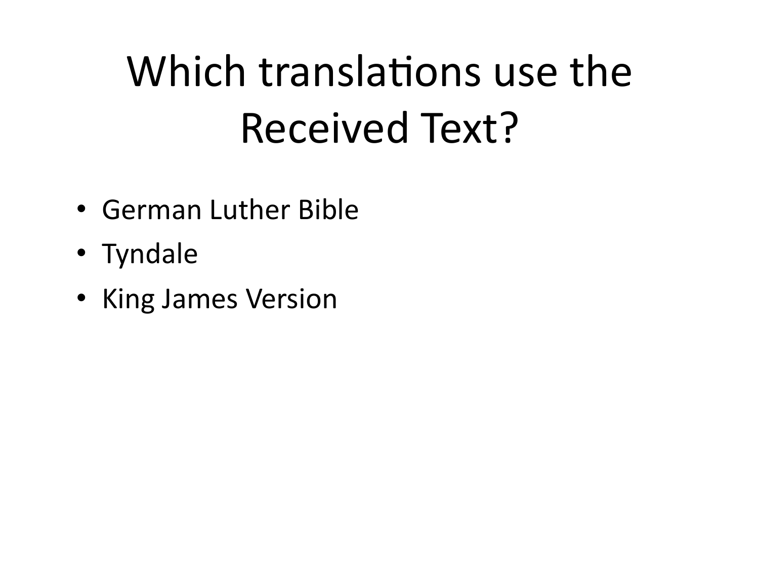# Which translations use the Received Text?

- German Luther Bible
- Tyndale
- King James Version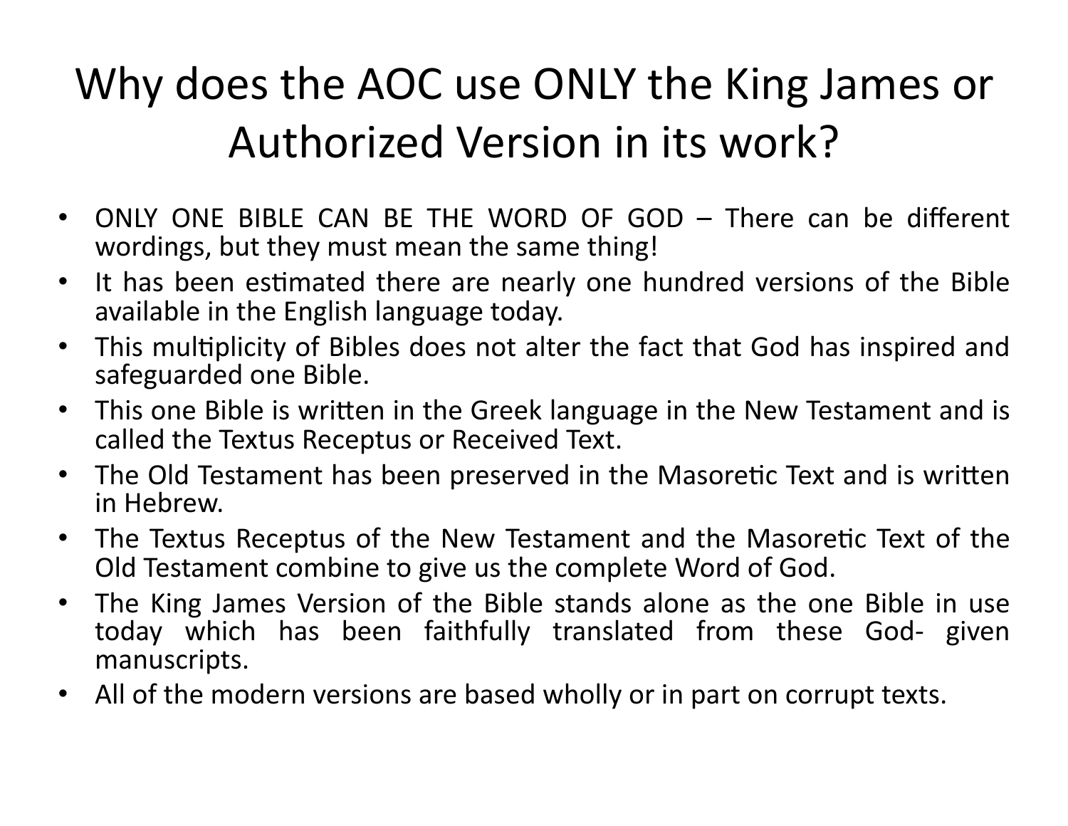# Why does the AOC use ONLY the King James or Authorized Version in its work?

- ONLY ONE BIBLE CAN BE THE WORD OF GOD – There can be different wordings, but they must mean the same thing!
- It has been estimated there are nearly one hundred versions of the Bible available in the English language today.
- This multiplicity of Bibles does not alter the fact that God has inspired and safeguarded one Bible.
- This one Bible is written in the Greek language in the New Testament and is called the Textus Receptus or Received Text.
- The Old Testament has been preserved in the Masoretic Text and is written in Hebrew.
- The Textus Receptus of the New Testament and the Masoretic Text of the Old Testament combine to give us the complete Word of God.
- The King James Version of the Bible stands alone as the one Bible in use today which has been faithfully translated from these God- given manuscripts.
- All of the modern versions are based wholly or in part on corrupt texts.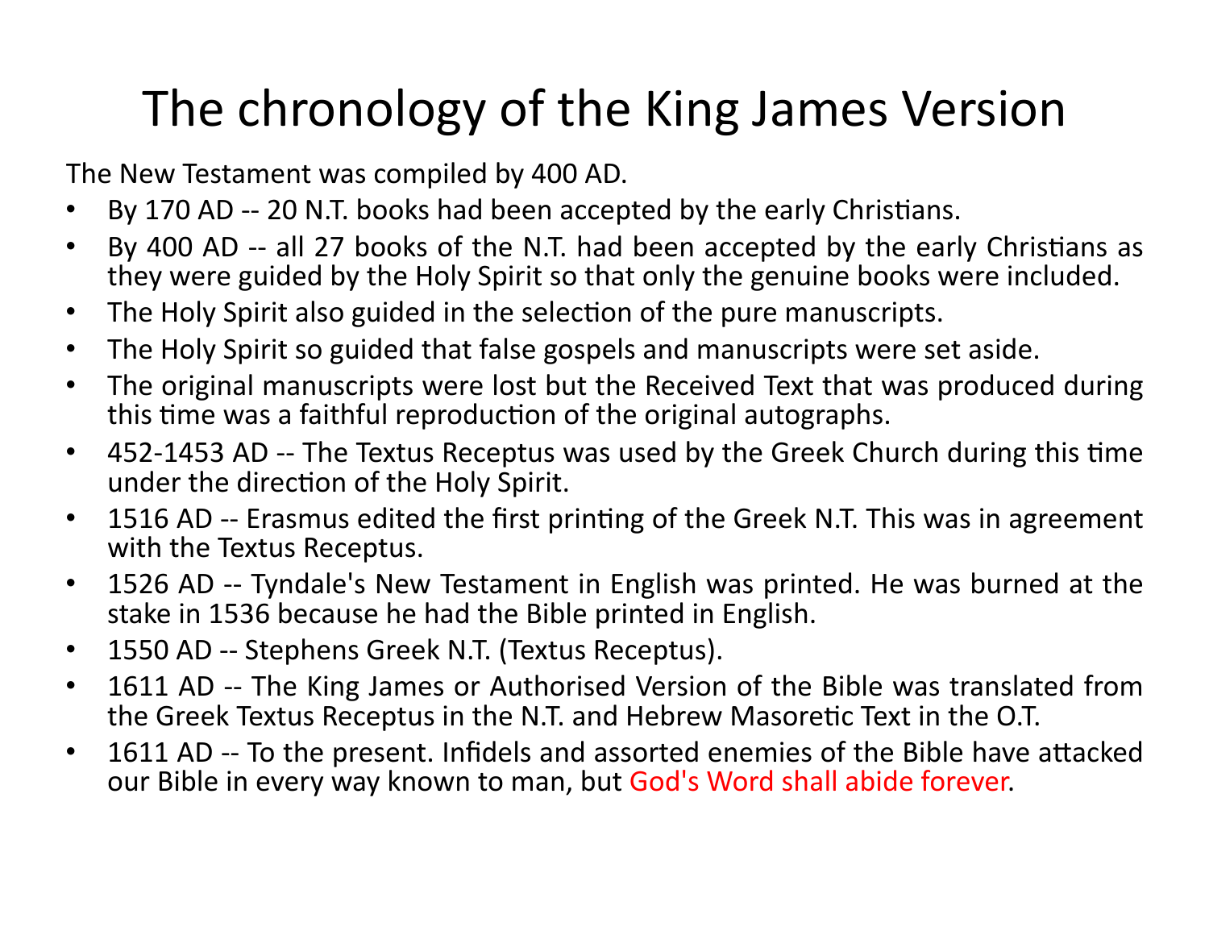# The chronology of the King James Version

The New Testament was compiled by 400 AD.

- By 170 AD -- 20 N.T. books had been accepted by the early Christians.
- By 400 AD -- all 27 books of the N.T. had been accepted by the early Christians as they were guided by the Holy Spirit so that only the genuine books were included.
- The Holy Spirit also guided in the selection of the pure manuscripts.
- The Holy Spirit so guided that false gospels and manuscripts were set aside.
- The original manuscripts were lost but the Received Text that was produced during this time was a faithful reproduction of the original autographs.
- 452-1453 AD -- The Textus Receptus was used by the Greek Church during this time under the direction of the Holy Spirit.
- 1516 AD -- Erasmus edited the first printing of the Greek N.T. This was in agreement with the Textus Receptus.
- 1526 AD -- Tyndale's New Testament in English was printed. He was burned at the stake in 1536 because he had the Bible printed in English.
- 1550 AD -- Stephens Greek N.T. (Textus Receptus).
- 1611 AD -- The King James or Authorised Version of the Bible was translated from the Greek Textus Receptus in the N.T. and Hebrew Masoretic Text in the O.T.
- 1611 AD -- To the present. Infidels and assorted enemies of the Bible have attacked our Bible in every way known to man, but God's Word shall abide forever.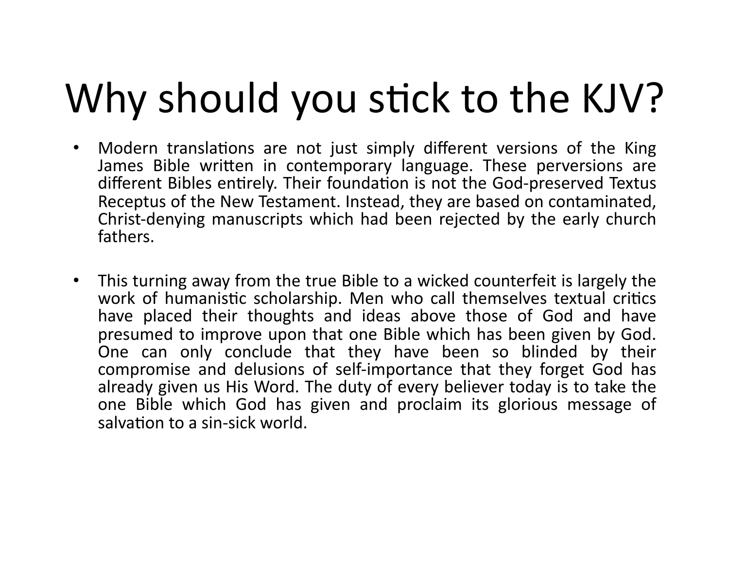# Why should you stick to the KJV?

- Modern translations are not just simply different versions of the King James Bible written in contemporary language. These perversions are different Bibles entirely. Their foundation is not the God-preserved Textus Receptus of the New Testament. Instead, they are based on contaminated, Christ-denying manuscripts which had been rejected by the early church fathers.

- This turning away from the true Bible to a wicked counterfeit is largely the work of humanistic scholarship. Men who call themselves textual critics have placed their thoughts and ideas above those of God and have presumed to improve upon that one Bible which has been given by God. One can only conclude that they have been so blinded by their compromise and delusions of self-importance that they forget God has already given us His Word. The duty of every believer today is to take the one Bible which God has given and proclaim its glorious message of salvation to a sin-sick world.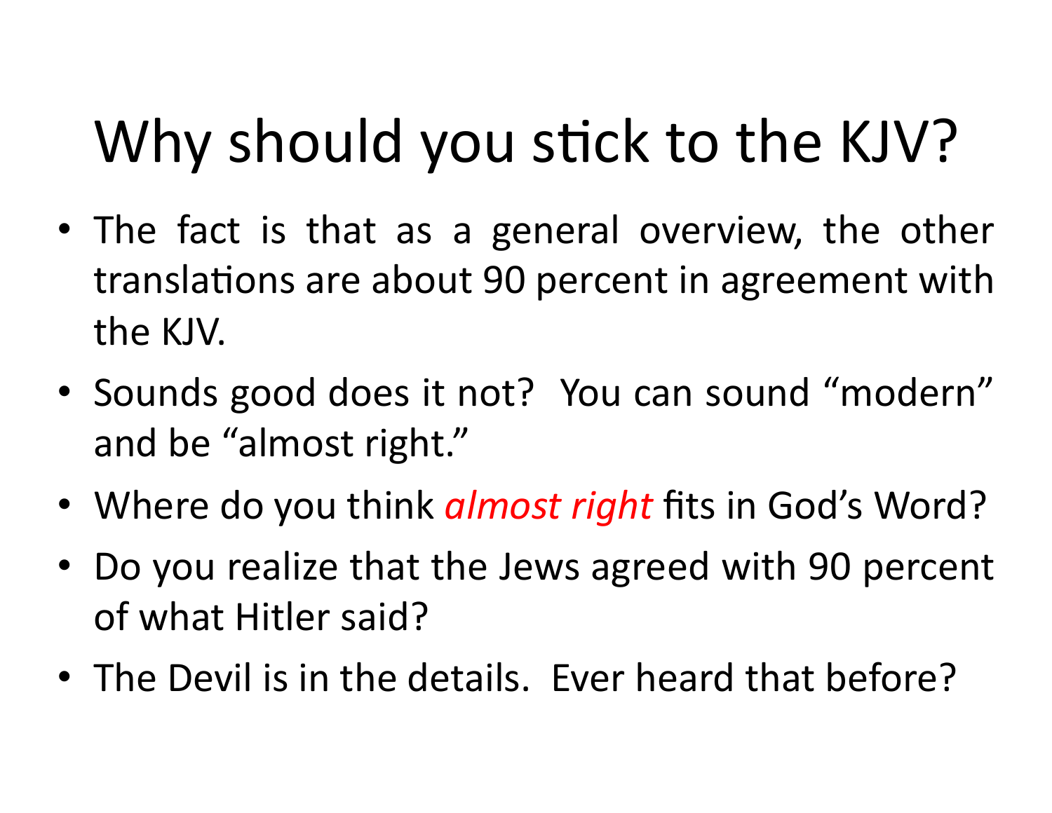# Why should you stick to the KJV?

- The fact is that as a general overview, the other translations are about 90 percent in agreement with the KJV.
- Sounds good does it not? You can sound "modern" and be "almost right."
- Where do you think *almost right* fits in God's Word?
- Do you realize that the Jews agreed with 90 percent of what Hitler said?
- The Devil is in the details. Ever heard that before?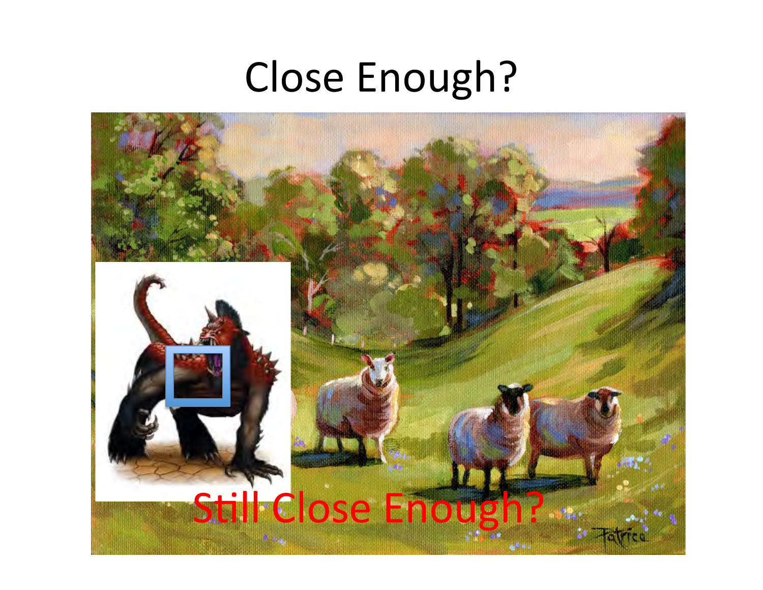# Close Enough?

Still Close Enough?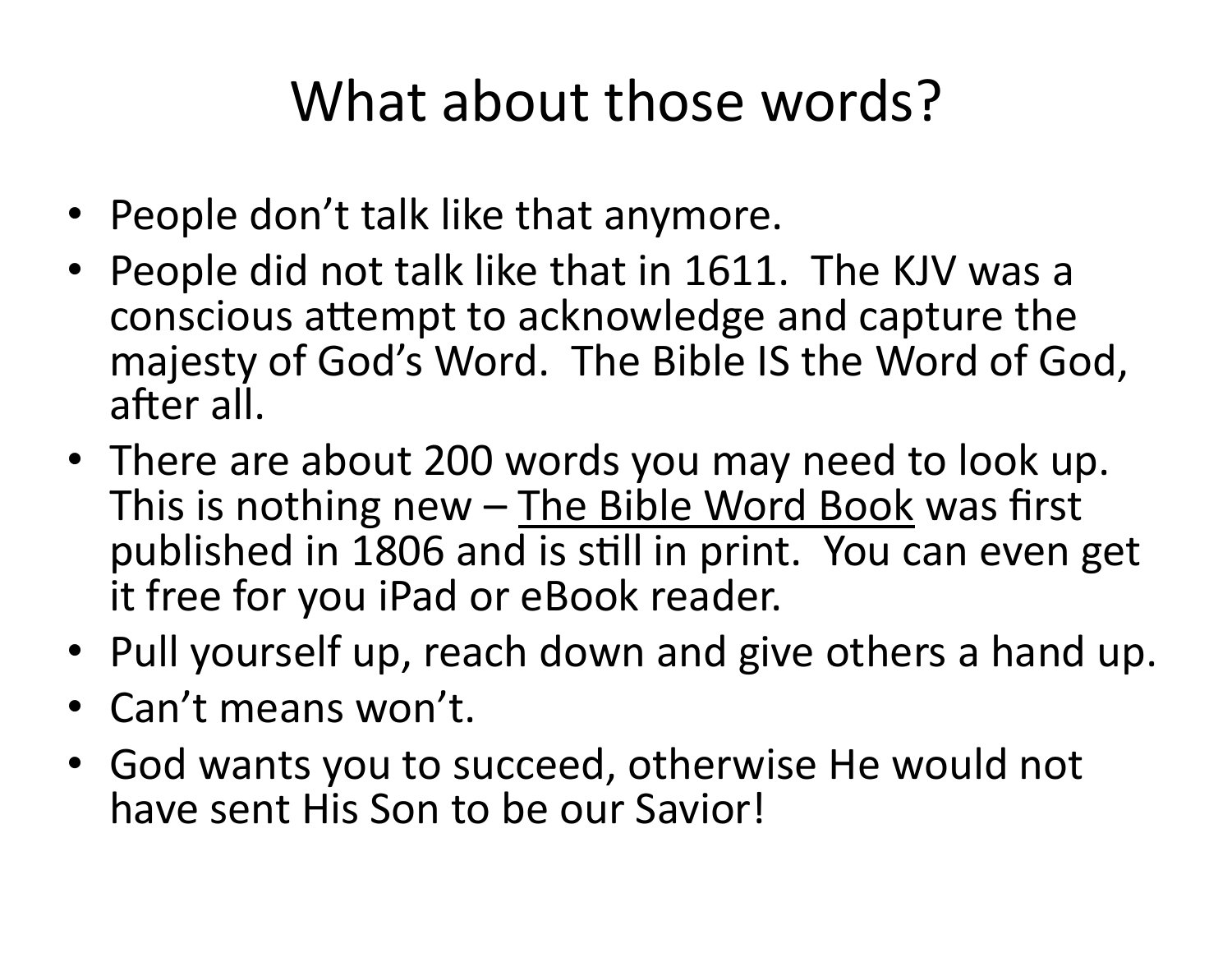# What about those words?

- People don't talk like that anymore.
- People did not talk like that in 1611. The KJV was a conscious attempt to acknowledge and capture the majesty of God's Word. The Bible IS the Word of God, after all.
- There are about 200 words you may need to look up. This is nothing new – <u>The Bible Word Book</u> was first published in 1806 and is still in print. You can even get it free for you iPad or eBook reader.
- Pull yourself up, reach down and give others a hand up.
- Can't means won't.
- God wants you to succeed, otherwise He would not have sent His Son to be our Savior!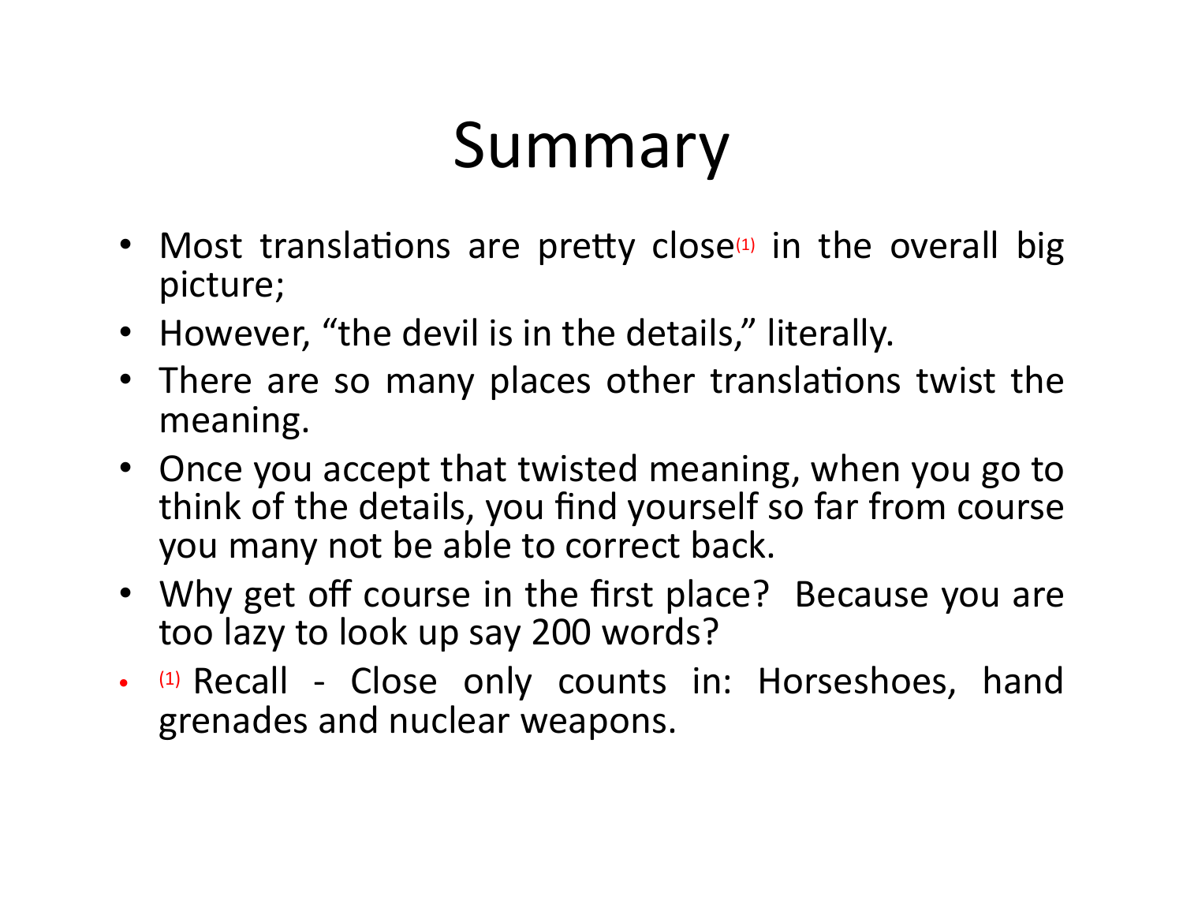# Summary

- Most translations are pretty close[(1)] in the overall big picture;
- However, "the devil is in the details," literally.
- There are so many places other translations twist the meaning.
- Once you accept that twisted meaning, when you go to think of the details, you find yourself so far from course you many not be able to correct back.
- Why get off course in the first place? Because you are too lazy to look up say 200 words?
- [(1)] Recall - Close only counts in: Horseshoes, hand grenades and nuclear weapons.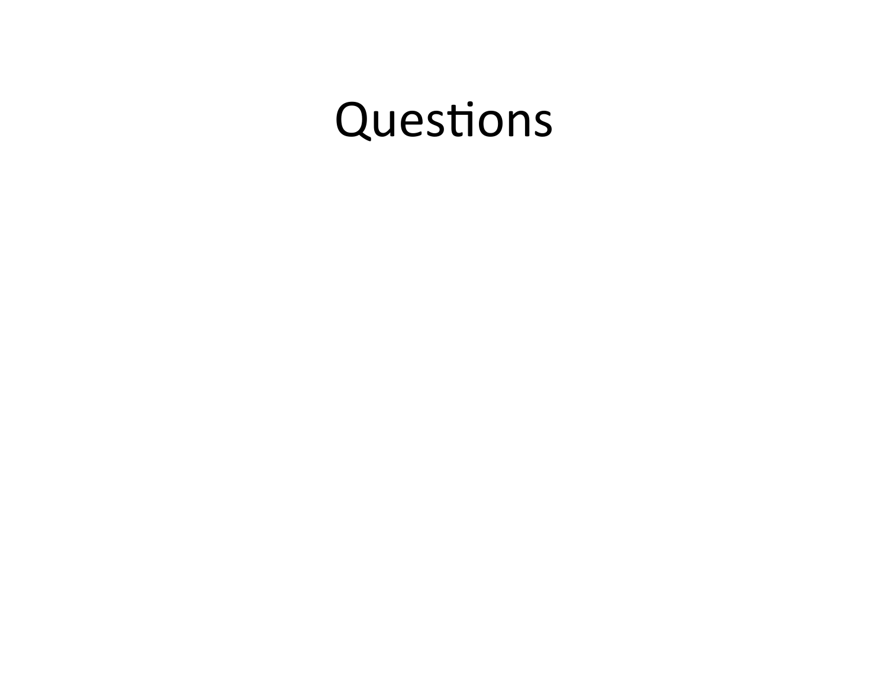# Questions